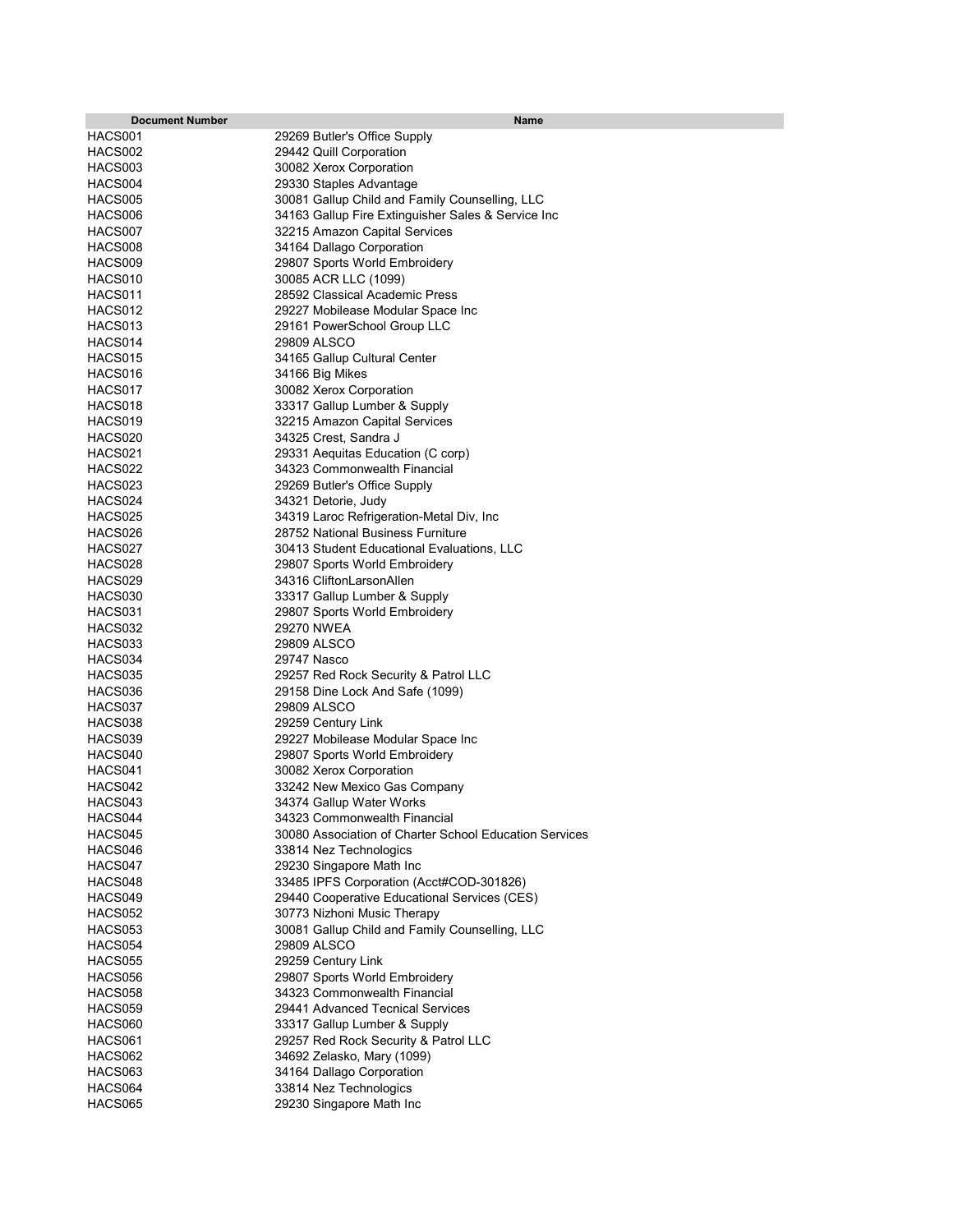| Document Number | Name |
|---|---|
| HACS001 | 29269 Butler's Office Supply |
| HACS002 | 29442 Quill Corporation |
| HACS003 | 30082 Xerox Corporation |
| HACS004 | 29330 Staples Advantage |
| HACS005 | 30081 Gallup Child and Family Counselling, LLC |
| HACS006 | 34163 Gallup Fire Extinguisher Sales & Service Inc |
| HACS007 | 32215 Amazon Capital Services |
| HACS008 | 34164 Dallago Corporation |
| HACS009 | 29807 Sports World Embroidery |
| HACS010 | 30085 ACR LLC (1099) |
| HACS011 | 28592 Classical Academic Press |
| HACS012 | 29227 Mobilease Modular Space Inc |
| HACS013 | 29161 PowerSchool Group LLC |
| HACS014 | 29809 ALSCO |
| HACS015 | 34165 Gallup Cultural Center |
| HACS016 | 34166 Big Mikes |
| HACS017 | 30082 Xerox Corporation |
| HACS018 | 33317 Gallup Lumber & Supply |
| HACS019 | 32215 Amazon Capital Services |
| HACS020 | 34325 Crest, Sandra J |
| HACS021 | 29331 Aequitas Education (C corp) |
| HACS022 | 34323 Commonwealth Financial |
| HACS023 | 29269 Butler's Office Supply |
| HACS024 | 34321 Detorie, Judy |
| HACS025 | 34319 Laroc Refrigeration-Metal Div, Inc |
| HACS026 | 28752 National Business Furniture |
| HACS027 | 30413 Student Educational Evaluations, LLC |
| HACS028 | 29807 Sports World Embroidery |
| HACS029 | 34316 CliftonLarsonAllen |
| HACS030 | 33317 Gallup Lumber & Supply |
| HACS031 | 29807 Sports World Embroidery |
| HACS032 | 29270 NWEA |
| HACS033 | 29809 ALSCO |
| HACS034 | 29747 Nasco |
| HACS035 | 29257 Red Rock Security & Patrol LLC |
| HACS036 | 29158 Dine Lock And Safe (1099) |
| HACS037 | 29809 ALSCO |
| HACS038 | 29259 Century Link |
| HACS039 | 29227 Mobilease Modular Space Inc |
| HACS040 | 29807 Sports World Embroidery |
| HACS041 | 30082 Xerox Corporation |
| HACS042 | 33242 New Mexico Gas Company |
| HACS043 | 34374 Gallup Water Works |
| HACS044 | 34323 Commonwealth Financial |
| HACS045 | 30080 Association of Charter School Education Services |
| HACS046 | 33814 Nez Technologics |
| HACS047 | 29230 Singapore Math Inc |
| HACS048 | 33485 IPFS Corporation (Acct#COD-301826) |
| HACS049 | 29440 Cooperative Educational Services (CES) |
| HACS052 | 30773 Nizhoni Music Therapy |
| HACS053 | 30081 Gallup Child and Family Counselling, LLC |
| HACS054 | 29809 ALSCO |
| HACS055 | 29259 Century Link |
| HACS056 | 29807 Sports World Embroidery |
| HACS058 | 34323 Commonwealth Financial |
| HACS059 | 29441 Advanced Tecnical Services |
| HACS060 | 33317 Gallup Lumber & Supply |
| HACS061 | 29257 Red Rock Security & Patrol LLC |
| HACS062 | 34692 Zelasko, Mary (1099) |
| HACS063 | 34164 Dallago Corporation |
| HACS064 | 33814 Nez Technologics |
| HACS065 | 29230 Singapore Math Inc |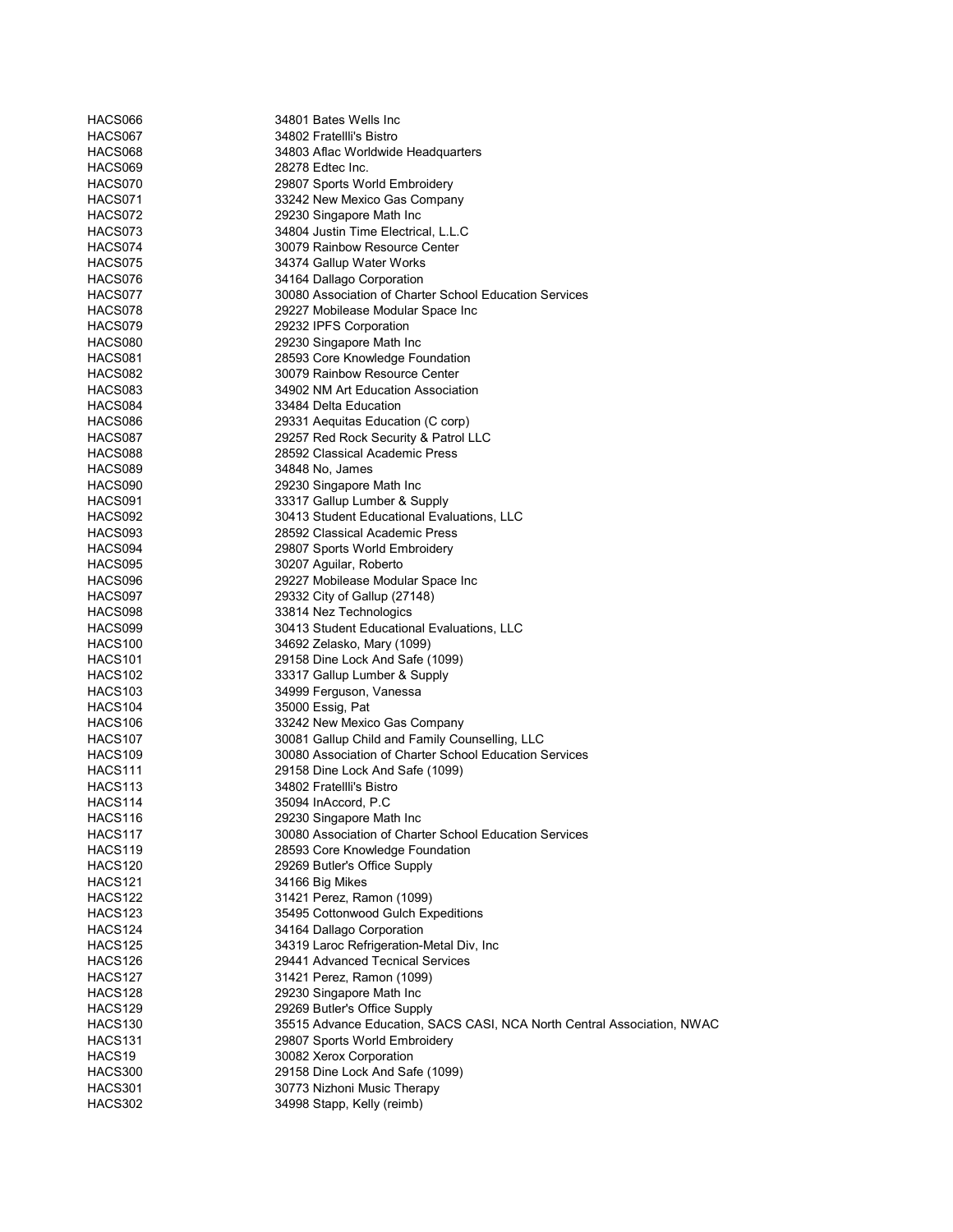| | |
|---|---|
| HACS066 | 34801 Bates Wells Inc |
| HACS067 | 34802 Fratellli's Bistro |
| HACS068 | 34803 Aflac Worldwide Headquarters |
| HACS069 | 28278 Edtec Inc. |
| HACS070 | 29807 Sports World Embroidery |
| HACS071 | 33242 New Mexico Gas Company |
| HACS072 | 29230 Singapore Math Inc |
| HACS073 | 34804 Justin Time Electrical, L.L.C |
| HACS074 | 30079 Rainbow Resource Center |
| HACS075 | 34374 Gallup Water Works |
| HACS076 | 34164 Dallago Corporation |
| HACS077 | 30080 Association of Charter School Education Services |
| HACS078 | 29227 Mobilease Modular Space Inc |
| HACS079 | 29232 IPFS Corporation |
| HACS080 | 29230 Singapore Math Inc |
| HACS081 | 28593 Core Knowledge Foundation |
| HACS082 | 30079 Rainbow Resource Center |
| HACS083 | 34902 NM Art Education Association |
| HACS084 | 33484 Delta Education |
| HACS086 | 29331 Aequitas Education (C corp) |
| HACS087 | 29257 Red Rock Security & Patrol LLC |
| HACS088 | 28592 Classical Academic Press |
| HACS089 | 34848 No, James |
| HACS090 | 29230 Singapore Math Inc |
| HACS091 | 33317 Gallup Lumber & Supply |
| HACS092 | 30413 Student Educational Evaluations, LLC |
| HACS093 | 28592 Classical Academic Press |
| HACS094 | 29807 Sports World Embroidery |
| HACS095 | 30207 Aguilar, Roberto |
| HACS096 | 29227 Mobilease Modular Space Inc |
| HACS097 | 29332 City of Gallup (27148) |
| HACS098 | 33814 Nez Technologics |
| HACS099 | 30413 Student Educational Evaluations, LLC |
| HACS100 | 34692 Zelasko, Mary (1099) |
| HACS101 | 29158 Dine Lock And Safe (1099) |
| HACS102 | 33317 Gallup Lumber & Supply |
| HACS103 | 34999 Ferguson, Vanessa |
| HACS104 | 35000 Essig, Pat |
| HACS106 | 33242 New Mexico Gas Company |
| HACS107 | 30081 Gallup Child and Family Counselling, LLC |
| HACS109 | 30080 Association of Charter School Education Services |
| HACS111 | 29158 Dine Lock And Safe (1099) |
| HACS113 | 34802 Fratellli's Bistro |
| HACS114 | 35094 InAccord, P.C |
| HACS116 | 29230 Singapore Math Inc |
| HACS117 | 30080 Association of Charter School Education Services |
| HACS119 | 28593 Core Knowledge Foundation |
| HACS120 | 29269 Butler's Office Supply |
| HACS121 | 34166 Big Mikes |
| HACS122 | 31421 Perez, Ramon (1099) |
| HACS123 | 35495 Cottonwood Gulch Expeditions |
| HACS124 | 34164 Dallago Corporation |
| HACS125 | 34319 Laroc Refrigeration-Metal Div, Inc |
| HACS126 | 29441 Advanced Tecnical Services |
| HACS127 | 31421 Perez, Ramon (1099) |
| HACS128 | 29230 Singapore Math Inc |
| HACS129 | 29269 Butler's Office Supply |
| HACS130 | 35515 Advance Education, SACS CASI, NCA North Central Association, NWAC |
| HACS131 | 29807 Sports World Embroidery |
| HACS19 | 30082 Xerox Corporation |
| HACS300 | 29158 Dine Lock And Safe (1099) |
| HACS301 | 30773 Nizhoni Music Therapy |
| HACS302 | 34998 Stapp, Kelly (reimb) |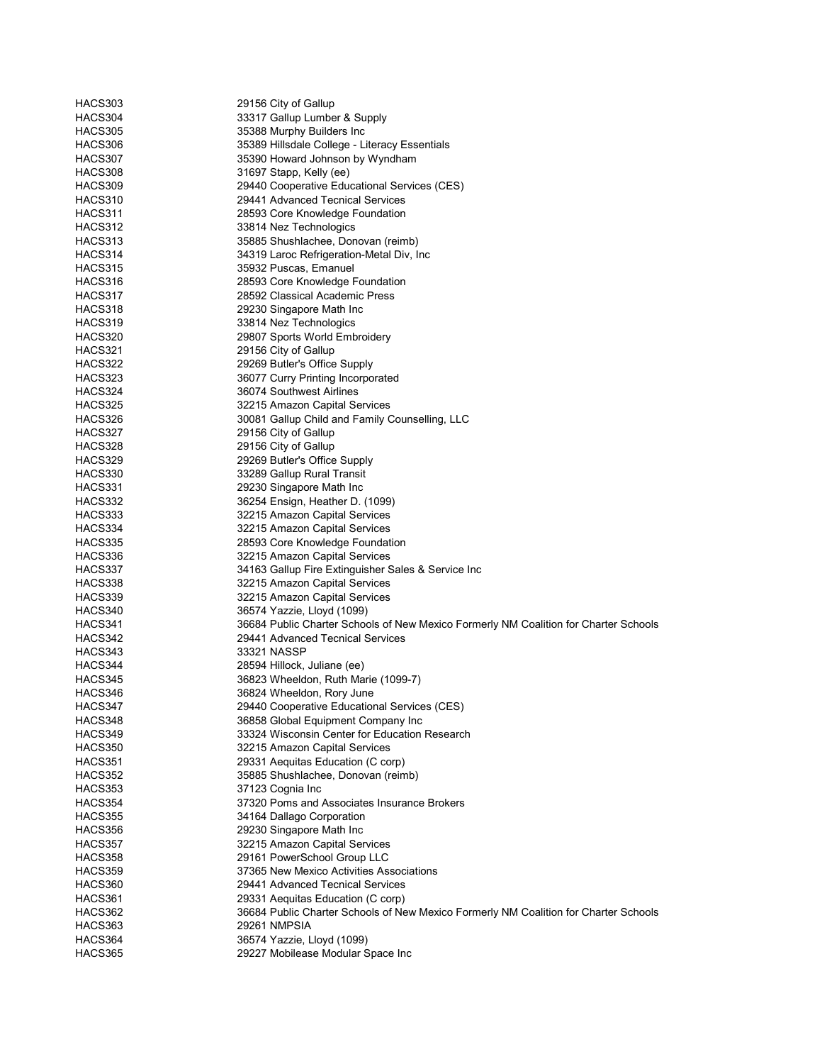| | |
|---|---|
| HACS303 | 29156 City of Gallup |
| HACS304 | 33317 Gallup Lumber & Supply |
| HACS305 | 35388 Murphy Builders Inc |
| HACS306 | 35389 Hillsdale College - Literacy Essentials |
| HACS307 | 35390 Howard Johnson by Wyndham |
| HACS308 | 31697 Stapp, Kelly (ee) |
| HACS309 | 29440 Cooperative Educational Services (CES) |
| HACS310 | 29441 Advanced Tecnical Services |
| HACS311 | 28593 Core Knowledge Foundation |
| HACS312 | 33814 Nez Technologics |
| HACS313 | 35885 Shushlachee, Donovan (reimb) |
| HACS314 | 34319 Laroc Refrigeration-Metal Div, Inc |
| HACS315 | 35932 Puscas, Emanuel |
| HACS316 | 28593 Core Knowledge Foundation |
| HACS317 | 28592 Classical Academic Press |
| HACS318 | 29230 Singapore Math Inc |
| HACS319 | 33814 Nez Technologics |
| HACS320 | 29807 Sports World Embroidery |
| HACS321 | 29156 City of Gallup |
| HACS322 | 29269 Butler's Office Supply |
| HACS323 | 36077 Curry Printing Incorporated |
| HACS324 | 36074 Southwest Airlines |
| HACS325 | 32215 Amazon Capital Services |
| HACS326 | 30081 Gallup Child and Family Counselling, LLC |
| HACS327 | 29156 City of Gallup |
| HACS328 | 29156 City of Gallup |
| HACS329 | 29269 Butler's Office Supply |
| HACS330 | 33289 Gallup Rural Transit |
| HACS331 | 29230 Singapore Math Inc |
| HACS332 | 36254 Ensign, Heather D. (1099) |
| HACS333 | 32215 Amazon Capital Services |
| HACS334 | 32215 Amazon Capital Services |
| HACS335 | 28593 Core Knowledge Foundation |
| HACS336 | 32215 Amazon Capital Services |
| HACS337 | 34163 Gallup Fire Extinguisher Sales & Service Inc |
| HACS338 | 32215 Amazon Capital Services |
| HACS339 | 32215 Amazon Capital Services |
| HACS340 | 36574 Yazzie, Lloyd (1099) |
| HACS341 | 36684 Public Charter Schools of New Mexico Formerly NM Coalition for Charter Schools |
| HACS342 | 29441 Advanced Tecnical Services |
| HACS343 | 33321 NASSP |
| HACS344 | 28594 Hillock, Juliane (ee) |
| HACS345 | 36823 Wheeldon, Ruth Marie (1099-7) |
| HACS346 | 36824 Wheeldon, Rory June |
| HACS347 | 29440 Cooperative Educational Services (CES) |
| HACS348 | 36858 Global Equipment Company Inc |
| HACS349 | 33324 Wisconsin Center for Education Research |
| HACS350 | 32215 Amazon Capital Services |
| HACS351 | 29331 Aequitas Education (C corp) |
| HACS352 | 35885 Shushlachee, Donovan (reimb) |
| HACS353 | 37123 Cognia Inc |
| HACS354 | 37320 Poms and Associates Insurance Brokers |
| HACS355 | 34164 Dallago Corporation |
| HACS356 | 29230 Singapore Math Inc |
| HACS357 | 32215 Amazon Capital Services |
| HACS358 | 29161 PowerSchool Group LLC |
| HACS359 | 37365 New Mexico Activities Associations |
| HACS360 | 29441 Advanced Tecnical Services |
| HACS361 | 29331 Aequitas Education (C corp) |
| HACS362 | 36684 Public Charter Schools of New Mexico Formerly NM Coalition for Charter Schools |
| HACS363 | 29261 NMPSIA |
| HACS364 | 36574 Yazzie, Lloyd (1099) |
| HACS365 | 29227 Mobilease Modular Space Inc |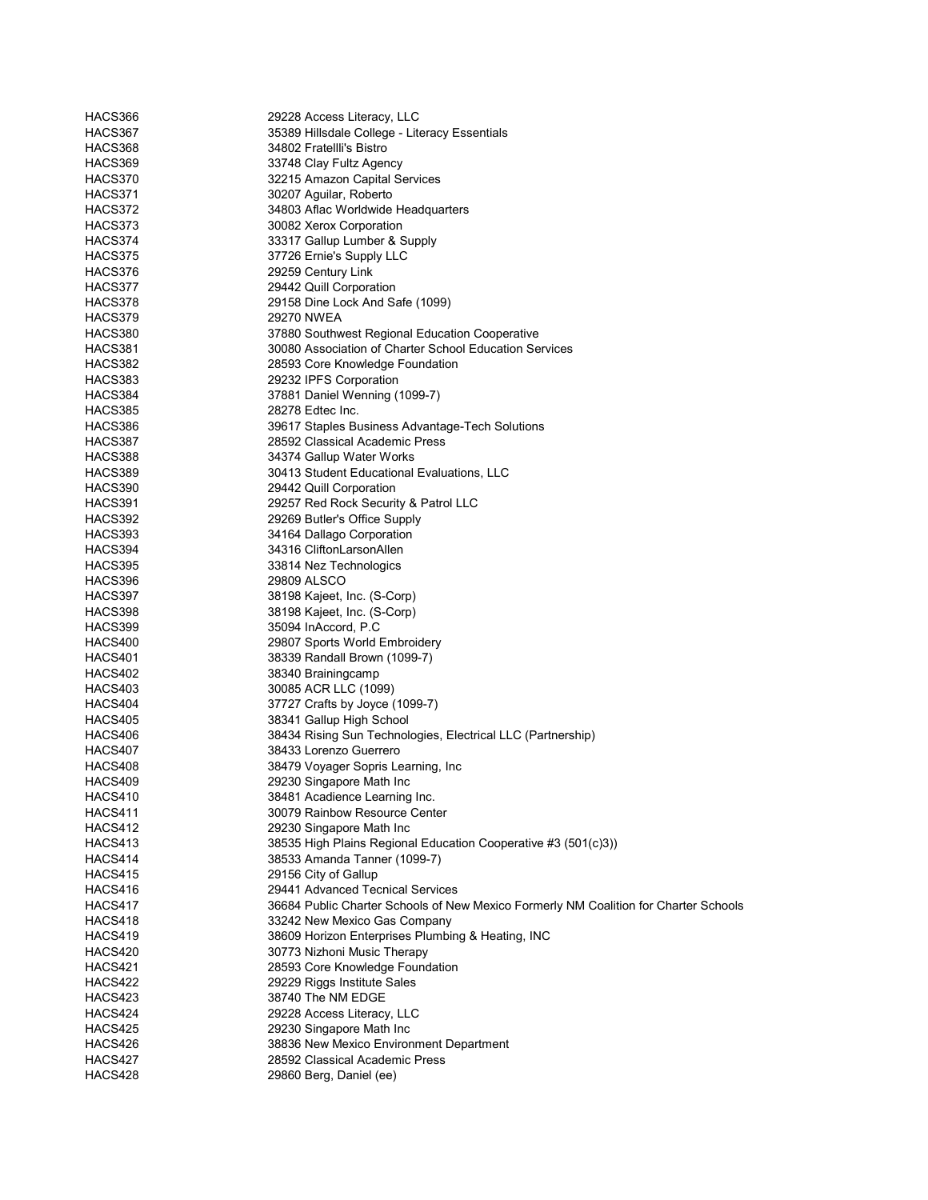| | |
|---|---|
| HACS366 | 29228 Access Literacy, LLC |
| HACS367 | 35389 Hillsdale College - Literacy Essentials |
| HACS368 | 34802 Fratellli's Bistro |
| HACS369 | 33748 Clay Fultz Agency |
| HACS370 | 32215 Amazon Capital Services |
| HACS371 | 30207 Aguilar, Roberto |
| HACS372 | 34803 Aflac Worldwide Headquarters |
| HACS373 | 30082 Xerox Corporation |
| HACS374 | 33317 Gallup Lumber & Supply |
| HACS375 | 37726 Ernie's Supply LLC |
| HACS376 | 29259 Century Link |
| HACS377 | 29442 Quill Corporation |
| HACS378 | 29158 Dine Lock And Safe (1099) |
| HACS379 | 29270 NWEA |
| HACS380 | 37880 Southwest Regional Education Cooperative |
| HACS381 | 30080 Association of Charter School Education Services |
| HACS382 | 28593 Core Knowledge Foundation |
| HACS383 | 29232 IPFS Corporation |
| HACS384 | 37881 Daniel Wenning (1099-7) |
| HACS385 | 28278 Edtec Inc. |
| HACS386 | 39617 Staples Business Advantage-Tech Solutions |
| HACS387 | 28592 Classical Academic Press |
| HACS388 | 34374 Gallup Water Works |
| HACS389 | 30413 Student Educational Evaluations, LLC |
| HACS390 | 29442 Quill Corporation |
| HACS391 | 29257 Red Rock Security & Patrol LLC |
| HACS392 | 29269 Butler's Office Supply |
| HACS393 | 34164 Dallago Corporation |
| HACS394 | 34316 CliftonLarsonAllen |
| HACS395 | 33814 Nez Technologics |
| HACS396 | 29809 ALSCO |
| HACS397 | 38198 Kajeet, Inc. (S-Corp) |
| HACS398 | 38198 Kajeet, Inc. (S-Corp) |
| HACS399 | 35094 InAccord, P.C |
| HACS400 | 29807 Sports World Embroidery |
| HACS401 | 38339 Randall Brown (1099-7) |
| HACS402 | 38340 Brainingcamp |
| HACS403 | 30085 ACR LLC (1099) |
| HACS404 | 37727 Crafts by Joyce (1099-7) |
| HACS405 | 38341 Gallup High School |
| HACS406 | 38434 Rising Sun Technologies, Electrical LLC (Partnership) |
| HACS407 | 38433 Lorenzo Guerrero |
| HACS408 | 38479 Voyager Sopris Learning, Inc |
| HACS409 | 29230 Singapore Math Inc |
| HACS410 | 38481 Acadience Learning Inc. |
| HACS411 | 30079 Rainbow Resource Center |
| HACS412 | 29230 Singapore Math Inc |
| HACS413 | 38535 High Plains Regional Education Cooperative #3 (501(c)3)) |
| HACS414 | 38533 Amanda Tanner (1099-7) |
| HACS415 | 29156 City of Gallup |
| HACS416 | 29441 Advanced Tecnical Services |
| HACS417 | 36684 Public Charter Schools of New Mexico Formerly NM Coalition for Charter Schools |
| HACS418 | 33242 New Mexico Gas Company |
| HACS419 | 38609 Horizon Enterprises Plumbing & Heating, INC |
| HACS420 | 30773 Nizhoni Music Therapy |
| HACS421 | 28593 Core Knowledge Foundation |
| HACS422 | 29229 Riggs Institute Sales |
| HACS423 | 38740 The NM EDGE |
| HACS424 | 29228 Access Literacy, LLC |
| HACS425 | 29230 Singapore Math Inc |
| HACS426 | 38836 New Mexico Environment Department |
| HACS427 | 28592 Classical Academic Press |
| HACS428 | 29860 Berg, Daniel (ee) |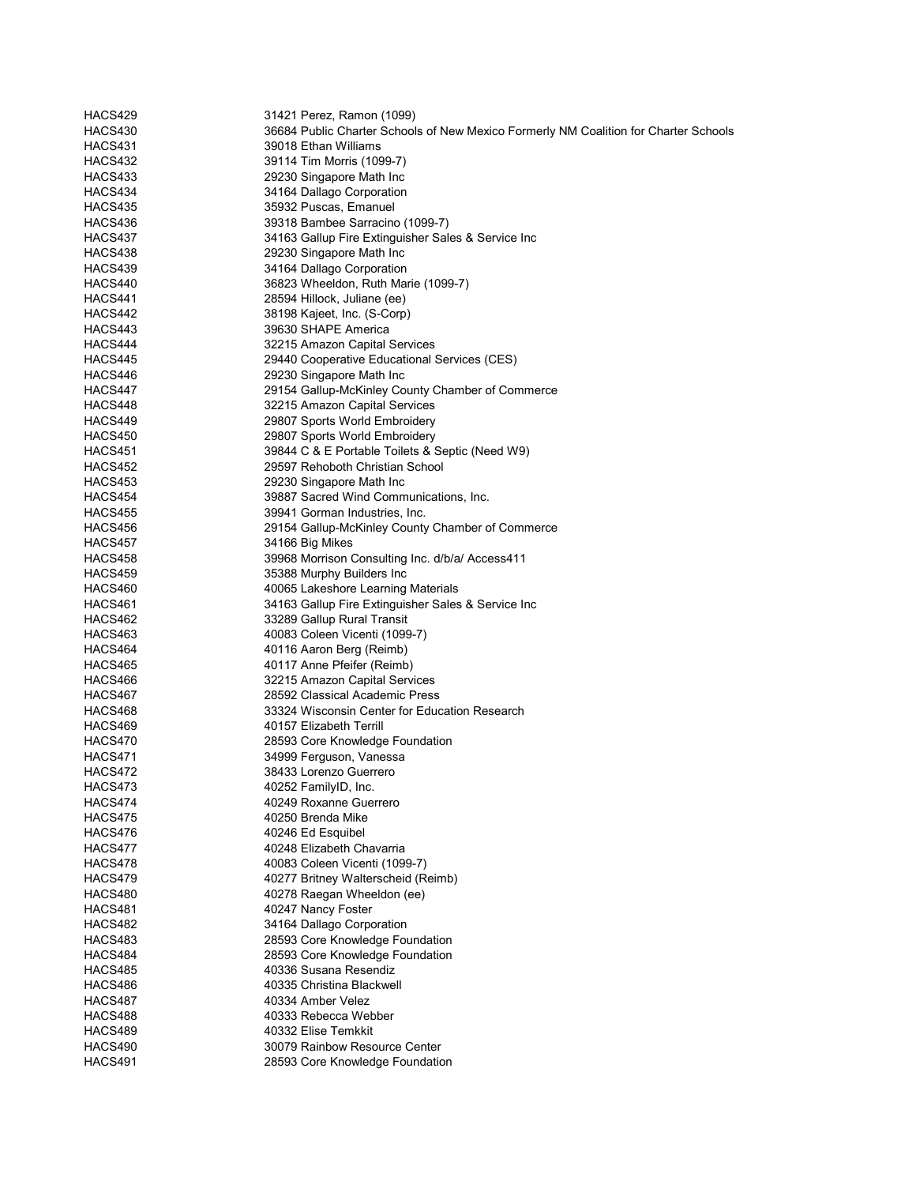| | |
|---|---|
| HACS429 | 31421 Perez, Ramon (1099) |
| HACS430 | 36684 Public Charter Schools of New Mexico Formerly NM Coalition for Charter Schools |
| HACS431 | 39018 Ethan Williams |
| HACS432 | 39114 Tim Morris (1099-7) |
| HACS433 | 29230 Singapore Math Inc |
| HACS434 | 34164 Dallago Corporation |
| HACS435 | 35932 Puscas, Emanuel |
| HACS436 | 39318 Bambee Sarracino (1099-7) |
| HACS437 | 34163 Gallup Fire Extinguisher Sales & Service Inc |
| HACS438 | 29230 Singapore Math Inc |
| HACS439 | 34164 Dallago Corporation |
| HACS440 | 36823 Wheeldon, Ruth Marie (1099-7) |
| HACS441 | 28594 Hillock, Juliane (ee) |
| HACS442 | 38198 Kajeet, Inc. (S-Corp) |
| HACS443 | 39630 SHAPE America |
| HACS444 | 32215 Amazon Capital Services |
| HACS445 | 29440 Cooperative Educational Services (CES) |
| HACS446 | 29230 Singapore Math Inc |
| HACS447 | 29154 Gallup-McKinley County Chamber of Commerce |
| HACS448 | 32215 Amazon Capital Services |
| HACS449 | 29807 Sports World Embroidery |
| HACS450 | 29807 Sports World Embroidery |
| HACS451 | 39844 C & E Portable Toilets & Septic (Need W9) |
| HACS452 | 29597 Rehoboth Christian School |
| HACS453 | 29230 Singapore Math Inc |
| HACS454 | 39887 Sacred Wind Communications, Inc. |
| HACS455 | 39941 Gorman Industries, Inc. |
| HACS456 | 29154 Gallup-McKinley County Chamber of Commerce |
| HACS457 | 34166 Big Mikes |
| HACS458 | 39968 Morrison Consulting Inc. d/b/a/ Access411 |
| HACS459 | 35388 Murphy Builders Inc |
| HACS460 | 40065 Lakeshore Learning Materials |
| HACS461 | 34163 Gallup Fire Extinguisher Sales & Service Inc |
| HACS462 | 33289 Gallup Rural Transit |
| HACS463 | 40083 Coleen Vicenti (1099-7) |
| HACS464 | 40116 Aaron Berg (Reimb) |
| HACS465 | 40117 Anne Pfeifer (Reimb) |
| HACS466 | 32215 Amazon Capital Services |
| HACS467 | 28592 Classical Academic Press |
| HACS468 | 33324 Wisconsin Center for Education Research |
| HACS469 | 40157 Elizabeth Terrill |
| HACS470 | 28593 Core Knowledge Foundation |
| HACS471 | 34999 Ferguson, Vanessa |
| HACS472 | 38433 Lorenzo Guerrero |
| HACS473 | 40252 FamilyID, Inc. |
| HACS474 | 40249 Roxanne Guerrero |
| HACS475 | 40250 Brenda Mike |
| HACS476 | 40246 Ed Esquibel |
| HACS477 | 40248 Elizabeth Chavarria |
| HACS478 | 40083 Coleen Vicenti (1099-7) |
| HACS479 | 40277 Britney Walterscheid (Reimb) |
| HACS480 | 40278 Raegan Wheeldon (ee) |
| HACS481 | 40247 Nancy Foster |
| HACS482 | 34164 Dallago Corporation |
| HACS483 | 28593 Core Knowledge Foundation |
| HACS484 | 28593 Core Knowledge Foundation |
| HACS485 | 40336 Susana Resendiz |
| HACS486 | 40335 Christina Blackwell |
| HACS487 | 40334 Amber Velez |
| HACS488 | 40333 Rebecca Webber |
| HACS489 | 40332 Elise Temkkit |
| HACS490 | 30079 Rainbow Resource Center |
| HACS491 | 28593 Core Knowledge Foundation |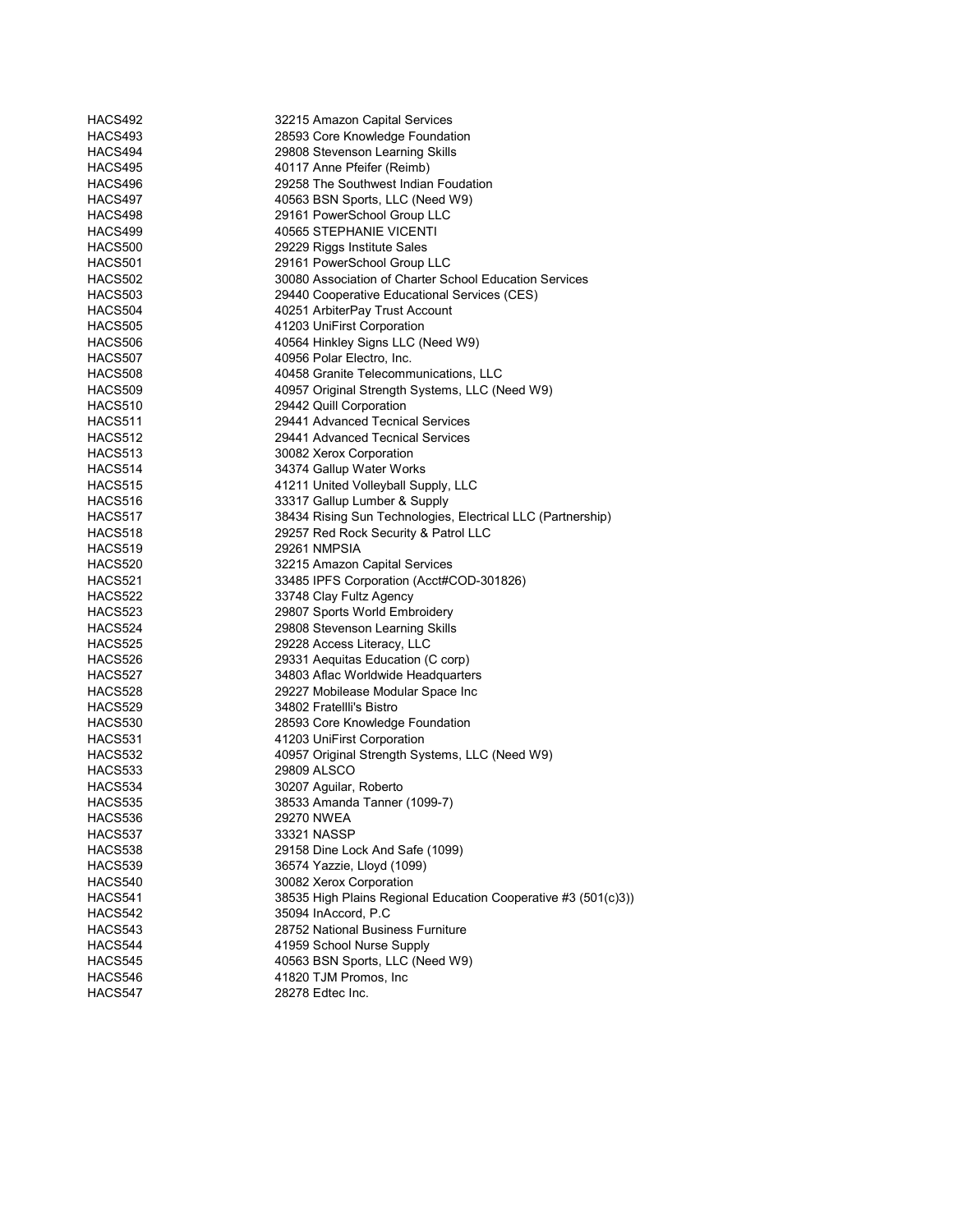| | |
|---|---|
| HACS492 | 32215 Amazon Capital Services |
| HACS493 | 28593 Core Knowledge Foundation |
| HACS494 | 29808 Stevenson Learning Skills |
| HACS495 | 40117 Anne Pfeifer (Reimb) |
| HACS496 | 29258 The Southwest Indian Foudation |
| HACS497 | 40563 BSN Sports, LLC (Need W9) |
| HACS498 | 29161 PowerSchool Group LLC |
| HACS499 | 40565 STEPHANIE VICENTI |
| HACS500 | 29229 Riggs Institute Sales |
| HACS501 | 29161 PowerSchool Group LLC |
| HACS502 | 30080 Association of Charter School Education Services |
| HACS503 | 29440 Cooperative Educational Services (CES) |
| HACS504 | 40251 ArbiterPay Trust Account |
| HACS505 | 41203 UniFirst Corporation |
| HACS506 | 40564 Hinkley Signs LLC (Need W9) |
| HACS507 | 40956 Polar Electro, Inc. |
| HACS508 | 40458 Granite Telecommunications, LLC |
| HACS509 | 40957 Original Strength Systems, LLC (Need W9) |
| HACS510 | 29442 Quill Corporation |
| HACS511 | 29441 Advanced Tecnical Services |
| HACS512 | 29441 Advanced Tecnical Services |
| HACS513 | 30082 Xerox Corporation |
| HACS514 | 34374 Gallup Water Works |
| HACS515 | 41211 United Volleyball Supply, LLC |
| HACS516 | 33317 Gallup Lumber & Supply |
| HACS517 | 38434 Rising Sun Technologies, Electrical LLC (Partnership) |
| HACS518 | 29257 Red Rock Security & Patrol LLC |
| HACS519 | 29261 NMPSIA |
| HACS520 | 32215 Amazon Capital Services |
| HACS521 | 33485 IPFS Corporation (Acct#COD-301826) |
| HACS522 | 33748 Clay Fultz Agency |
| HACS523 | 29807 Sports World Embroidery |
| HACS524 | 29808 Stevenson Learning Skills |
| HACS525 | 29228 Access Literacy, LLC |
| HACS526 | 29331 Aequitas Education (C corp) |
| HACS527 | 34803 Aflac Worldwide Headquarters |
| HACS528 | 29227 Mobilease Modular Space Inc |
| HACS529 | 34802 Fratellli's Bistro |
| HACS530 | 28593 Core Knowledge Foundation |
| HACS531 | 41203 UniFirst Corporation |
| HACS532 | 40957 Original Strength Systems, LLC (Need W9) |
| HACS533 | 29809 ALSCO |
| HACS534 | 30207 Aguilar, Roberto |
| HACS535 | 38533 Amanda Tanner (1099-7) |
| HACS536 | 29270 NWEA |
| HACS537 | 33321 NASSP |
| HACS538 | 29158 Dine Lock And Safe (1099) |
| HACS539 | 36574 Yazzie, Lloyd (1099) |
| HACS540 | 30082 Xerox Corporation |
| HACS541 | 38535 High Plains Regional Education Cooperative #3 (501(c)3)) |
| HACS542 | 35094 InAccord, P.C |
| HACS543 | 28752 National Business Furniture |
| HACS544 | 41959 School Nurse Supply |
| HACS545 | 40563 BSN Sports, LLC (Need W9) |
| HACS546 | 41820 TJM Promos, Inc |
| HACS547 | 28278 Edtec Inc. |